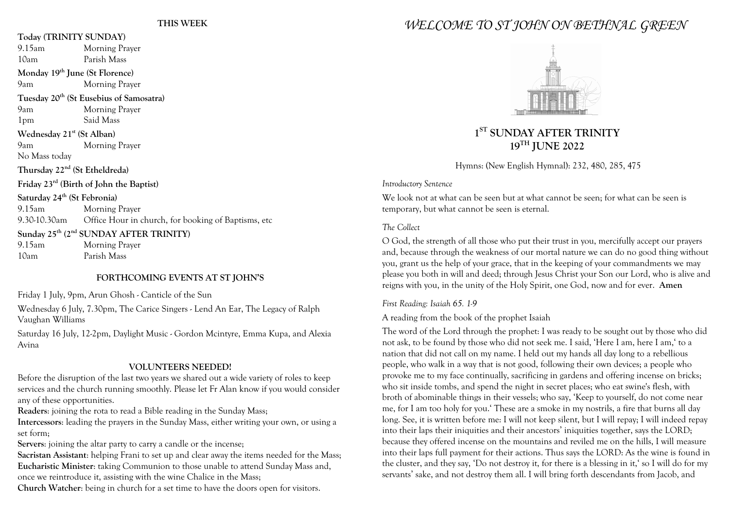## THIS WEEK

**Today (TRINITY SUNDAY)**
9.15am Morning Prayer
10am Parish Mass

**Monday 19th June (St Florence)**
9am Morning Prayer

**Tuesday 20th (St Eusebius of Samosatra)**
9am Morning Prayer
1pm Said Mass

**Wednesday 21st (St Alban)**
9am Morning Prayer
No Mass today

**Thursday 22nd (St Etheldreda)**

**Friday 23rd (Birth of John the Baptist)**

**Saturday 24th (St Febronia)**
9.15am Morning Prayer
9.30-10.30am Office Hour in church, for booking of Baptisms, etc

**Sunday 25th (2nd SUNDAY AFTER TRINITY)**
9.15am Morning Prayer
10am Parish Mass

## FORTHCOMING EVENTS AT ST JOHN'S

Friday 1 July, 9pm, Arun Ghosh - Canticle of the Sun

Wednesday 6 July, 7.30pm, The Carice Singers - Lend An Ear, The Legacy of Ralph Vaughan Williams

Saturday 16 July, 12-2pm, Daylight Music - Gordon Mcintyre, Emma Kupa, and Alexia Avina

## VOLUNTEERS NEEDED!

Before the disruption of the last two years we shared out a wide variety of roles to keep services and the church running smoothly. Please let Fr Alan know if you would consider any of these opportunities.

**Readers**: joining the rota to read a Bible reading in the Sunday Mass;
**Intercessors**: leading the prayers in the Sunday Mass, either writing your own, or using a set form;
**Servers**: joining the altar party to carry a candle or the incense;
**Sacristan Assistant**: helping Frani to set up and clear away the items needed for the Mass;
**Eucharistic Minister**: taking Communion to those unable to attend Sunday Mass and, once we reintroduce it, assisting with the wine Chalice in the Mass;
**Church Watcher**: being in church for a set time to have the doors open for visitors.

# *WELCOME TO ST JOHN ON BETHNAL GREEN*

## 1ST SUNDAY AFTER TRINITY
## 19TH JUNE 2022

Hymns: (New English Hymnal): 232, 480, 285, 475

*Introductory Sentence*

We look not at what can be seen but at what cannot be seen; for what can be seen is temporary, but what cannot be seen is eternal.

*The Collect*

O God, the strength of all those who put their trust in you, mercifully accept our prayers and, because through the weakness of our mortal nature we can do no good thing without you, grant us the help of your grace, that in the keeping of your commandments we may please you both in will and deed; through Jesus Christ your Son our Lord, who is alive and reigns with you, in the unity of the Holy Spirit, one God, now and for ever. **Amen**

*First Reading: Isaiah 65. 1-9*

A reading from the book of the prophet Isaiah

The word of the Lord through the prophet: I was ready to be sought out by those who did not ask, to be found by those who did not seek me. I said, 'Here I am, here I am,' to a nation that did not call on my name. I held out my hands all day long to a rebellious people, who walk in a way that is not good, following their own devices; a people who provoke me to my face continually, sacrificing in gardens and offering incense on bricks; who sit inside tombs, and spend the night in secret places; who eat swine's flesh, with broth of abominable things in their vessels; who say, 'Keep to yourself, do not come near me, for I am too holy for you.' These are a smoke in my nostrils, a fire that burns all day long. See, it is written before me: I will not keep silent, but I will repay; I will indeed repay into their laps their iniquities and their ancestors' iniquities together, says the LORD; because they offered incense on the mountains and reviled me on the hills, I will measure into their laps full payment for their actions. Thus says the LORD: As the wine is found in the cluster, and they say, 'Do not destroy it, for there is a blessing in it,' so I will do for my servants' sake, and not destroy them all. I will bring forth descendants from Jacob, and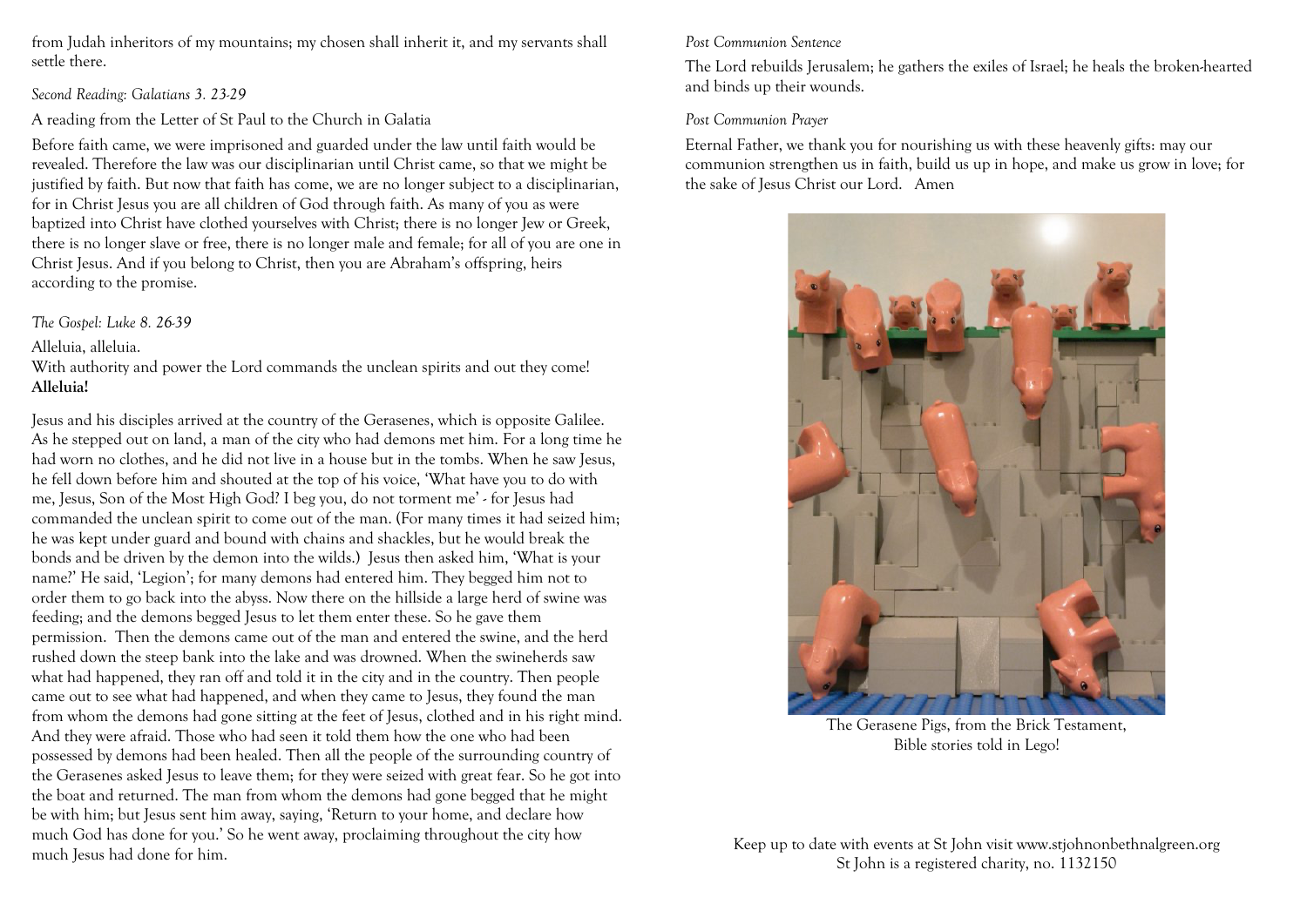from Judah inheritors of my mountains; my chosen shall inherit it, and my servants shall settle there.

*Second Reading: Galatians 3. 23-29*

A reading from the Letter of St Paul to the Church in Galatia

Before faith came, we were imprisoned and guarded under the law until faith would be revealed. Therefore the law was our disciplinarian until Christ came, so that we might be justified by faith. But now that faith has come, we are no longer subject to a disciplinarian, for in Christ Jesus you are all children of God through faith. As many of you as were baptized into Christ have clothed yourselves with Christ; there is no longer Jew or Greek, there is no longer slave or free, there is no longer male and female; for all of you are one in Christ Jesus. And if you belong to Christ, then you are Abraham's offspring, heirs according to the promise.

*The Gospel: Luke 8. 26-39*

Alleluia, alleluia.
With authority and power the Lord commands the unclean spirits and out they come!
**Alleluia!**

Jesus and his disciples arrived at the country of the Gerasenes, which is opposite Galilee. As he stepped out on land, a man of the city who had demons met him. For a long time he had worn no clothes, and he did not live in a house but in the tombs. When he saw Jesus, he fell down before him and shouted at the top of his voice, 'What have you to do with me, Jesus, Son of the Most High God? I beg you, do not torment me' - for Jesus had commanded the unclean spirit to come out of the man. (For many times it had seized him; he was kept under guard and bound with chains and shackles, but he would break the bonds and be driven by the demon into the wilds.) Jesus then asked him, 'What is your name?' He said, 'Legion'; for many demons had entered him. They begged him not to order them to go back into the abyss. Now there on the hillside a large herd of swine was feeding; and the demons begged Jesus to let them enter these. So he gave them permission. Then the demons came out of the man and entered the swine, and the herd rushed down the steep bank into the lake and was drowned. When the swineherds saw what had happened, they ran off and told it in the city and in the country. Then people came out to see what had happened, and when they came to Jesus, they found the man from whom the demons had gone sitting at the feet of Jesus, clothed and in his right mind. And they were afraid. Those who had seen it told them how the one who had been possessed by demons had been healed. Then all the people of the surrounding country of the Gerasenes asked Jesus to leave them; for they were seized with great fear. So he got into the boat and returned. The man from whom the demons had gone begged that he might be with him; but Jesus sent him away, saying, 'Return to your home, and declare how much God has done for you.' So he went away, proclaiming throughout the city how much Jesus had done for him.

*Post Communion Sentence*

The Lord rebuilds Jerusalem; he gathers the exiles of Israel; he heals the broken-hearted and binds up their wounds.

*Post Communion Prayer*

Eternal Father, we thank you for nourishing us with these heavenly gifts: may our communion strengthen us in faith, build us up in hope, and make us grow in love; for the sake of Jesus Christ our Lord. Amen

The Gerasene Pigs, from the Brick Testament, Bible stories told in Lego!

Keep up to date with events at St John visit www.stjohnonbethnalgreen.org
St John is a registered charity, no. 1132150